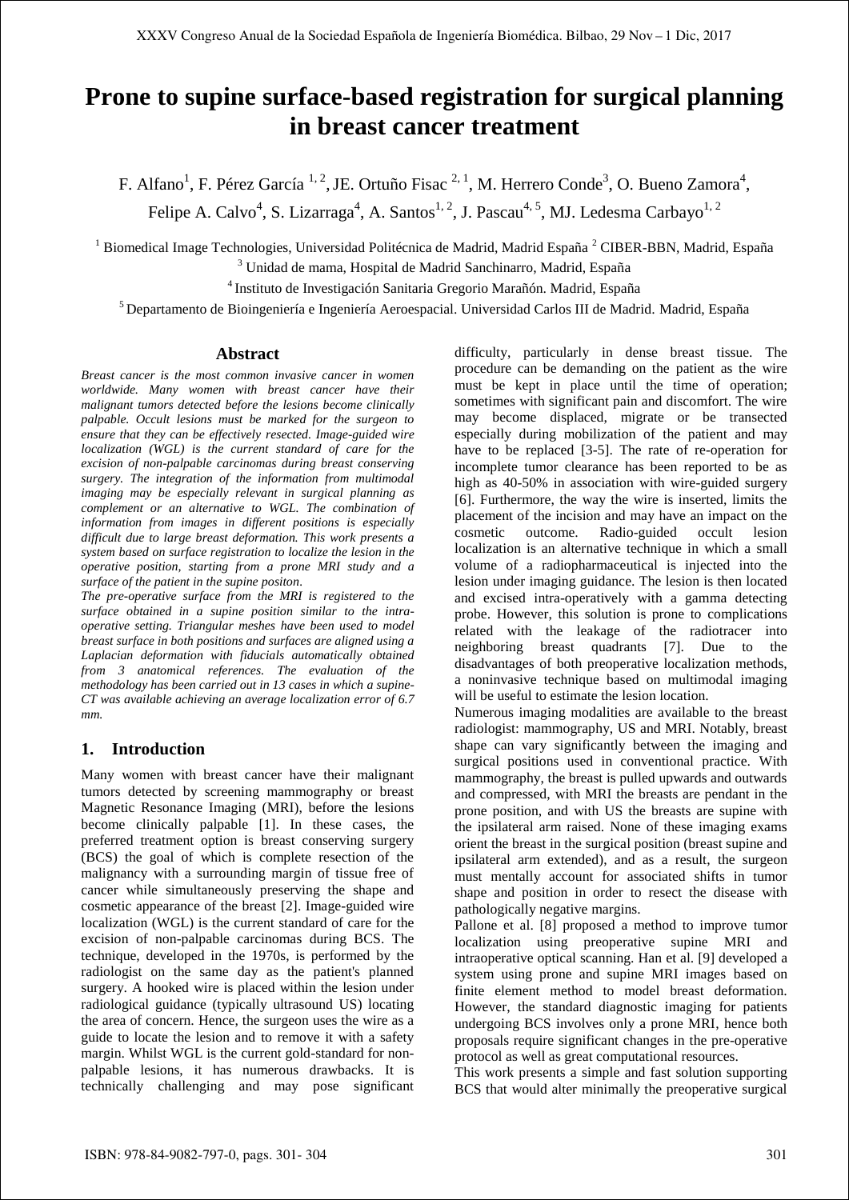# Prone to supine surface-based registration for surgical planning in breast cancer treatment

F. Alfano[1], F. Pérez García [1, 2], JE. Ortuño Fisac [2, 1], M. Herrero Conde[3], O. Bueno Zamora[4], Felipe A. Calvo[4], S. Lizarraga[4], A. Santos[1, 2], J. Pascau[4, 5], MJ. Ledesma Carbayo[1, 2]

[1] Biomedical Image Technologies, Universidad Politécnica de Madrid, Madrid España [2] CIBER-BBN, Madrid, España

[3] Unidad de mama, Hospital de Madrid Sanchinarro, Madrid, España

[4] Instituto de Investigación Sanitaria Gregorio Marañón. Madrid, España

[5] Departamento de Bioingeniería e Ingeniería Aeroespacial. Universidad Carlos III de Madrid. Madrid, España

## Abstract

*Breast cancer is the most common invasive cancer in women worldwide. Many women with breast cancer have their malignant tumors detected before the lesions become clinically palpable. Occult lesions must be marked for the surgeon to ensure that they can be effectively resected. Image-guided wire localization (WGL) is the current standard of care for the excision of non-palpable carcinomas during breast conserving surgery. The integration of the information from multimodal imaging may be especially relevant in surgical planning as complement or an alternative to WGL. The combination of information from images in different positions is especially difficult due to large breast deformation. This work presents a system based on surface registration to localize the lesion in the operative position, starting from a prone MRI study and a surface of the patient in the supine positon.*

*The pre-operative surface from the MRI is registered to the surface obtained in a supine position similar to the intra-operative setting. Triangular meshes have been used to model breast surface in both positions and surfaces are aligned using a Laplacian deformation with fiducials automatically obtained from 3 anatomical references. The evaluation of the methodology has been carried out in 13 cases in which a supine-CT was available achieving an average localization error of 6.7 mm.*

## 1. Introduction

Many women with breast cancer have their malignant tumors detected by screening mammography or breast Magnetic Resonance Imaging (MRI), before the lesions become clinically palpable [1]. In these cases, the preferred treatment option is breast conserving surgery (BCS) the goal of which is complete resection of the malignancy with a surrounding margin of tissue free of cancer while simultaneously preserving the shape and cosmetic appearance of the breast [2]. Image-guided wire localization (WGL) is the current standard of care for the excision of non-palpable carcinomas during BCS. The technique, developed in the 1970s, is performed by the radiologist on the same day as the patient's planned surgery. A hooked wire is placed within the lesion under radiological guidance (typically ultrasound US) locating the area of concern. Hence, the surgeon uses the wire as a guide to locate the lesion and to remove it with a safety margin. Whilst WGL is the current gold-standard for non-palpable lesions, it has numerous drawbacks. It is technically challenging and may pose significant difficulty, particularly in dense breast tissue. The procedure can be demanding on the patient as the wire must be kept in place until the time of operation; sometimes with significant pain and discomfort. The wire may become displaced, migrate or be transected especially during mobilization of the patient and may have to be replaced [3-5]. The rate of re-operation for incomplete tumor clearance has been reported to be as high as 40-50% in association with wire-guided surgery [6]. Furthermore, the way the wire is inserted, limits the placement of the incision and may have an impact on the cosmetic outcome. Radio-guided occult lesion localization is an alternative technique in which a small volume of a radiopharmaceutical is injected into the lesion under imaging guidance. The lesion is then located and excised intra-operatively with a gamma detecting probe. However, this solution is prone to complications related with the leakage of the radiotracer into neighboring breast quadrants [7]. Due to the disadvantages of both preoperative localization methods, a noninvasive technique based on multimodal imaging will be useful to estimate the lesion location.

Numerous imaging modalities are available to the breast radiologist: mammography, US and MRI. Notably, breast shape can vary significantly between the imaging and surgical positions used in conventional practice. With mammography, the breast is pulled upwards and outwards and compressed, with MRI the breasts are pendant in the prone position, and with US the breasts are supine with the ipsilateral arm raised. None of these imaging exams orient the breast in the surgical position (breast supine and ipsilateral arm extended), and as a result, the surgeon must mentally account for associated shifts in tumor shape and position in order to resect the disease with pathologically negative margins.

Pallone et al. [8] proposed a method to improve tumor localization using preoperative supine MRI and intraoperative optical scanning. Han et al. [9] developed a system using prone and supine MRI images based on finite element method to model breast deformation. However, the standard diagnostic imaging for patients undergoing BCS involves only a prone MRI, hence both proposals require significant changes in the pre-operative protocol as well as great computational resources.

This work presents a simple and fast solution supporting BCS that would alter minimally the preoperative surgical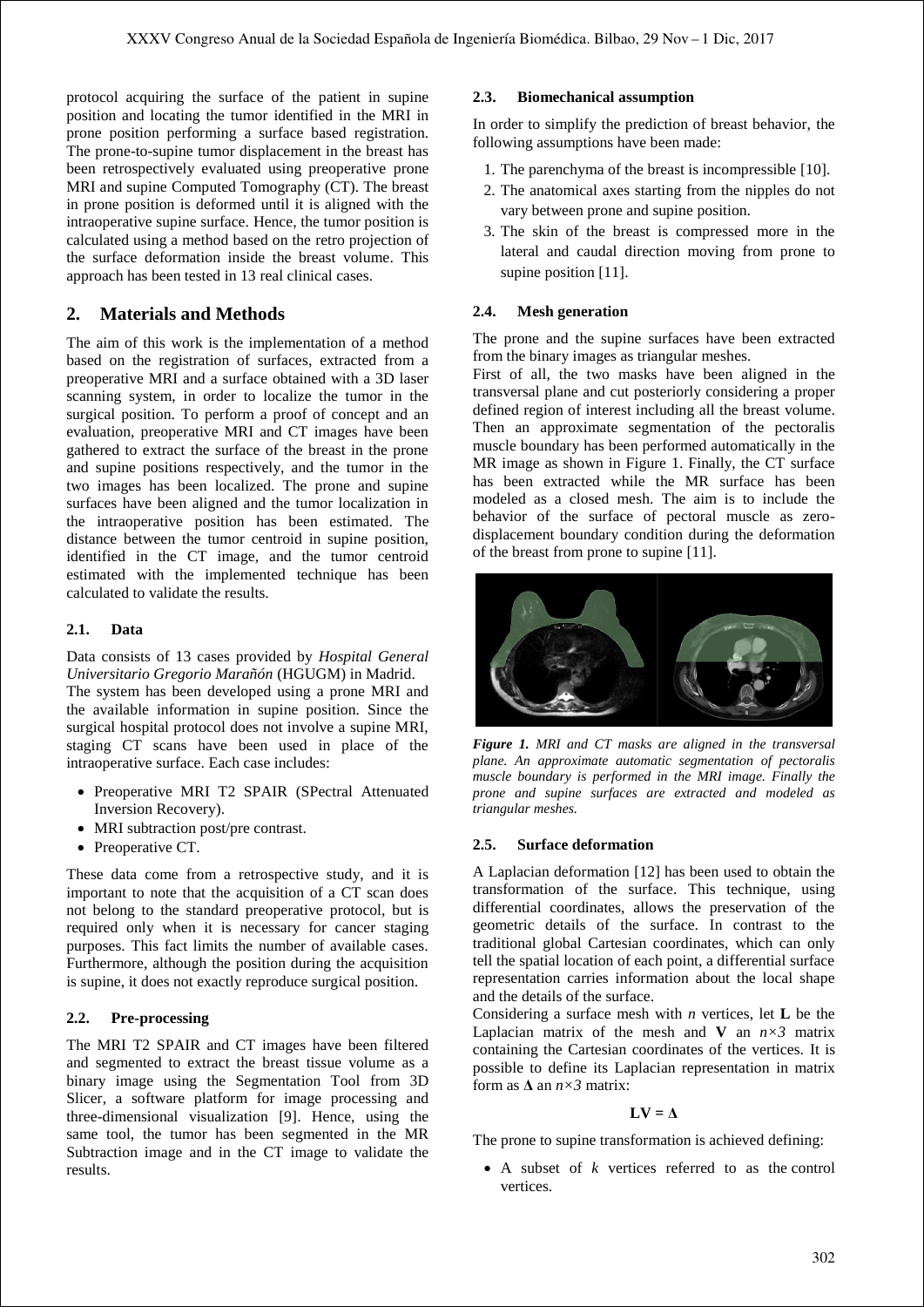protocol acquiring the surface of the patient in supine position and locating the tumor identified in the MRI in prone position performing a surface based registration. The prone-to-supine tumor displacement in the breast has been retrospectively evaluated using preoperative prone MRI and supine Computed Tomography (CT). The breast in prone position is deformed until it is aligned with the intraoperative supine surface. Hence, the tumor position is calculated using a method based on the retro projection of the surface deformation inside the breast volume. This approach has been tested in 13 real clinical cases.

## 2. Materials and Methods

The aim of this work is the implementation of a method based on the registration of surfaces, extracted from a preoperative MRI and a surface obtained with a 3D laser scanning system, in order to localize the tumor in the surgical position. To perform a proof of concept and an evaluation, preoperative MRI and CT images have been gathered to extract the surface of the breast in the prone and supine positions respectively, and the tumor in the two images has been localized. The prone and supine surfaces have been aligned and the tumor localization in the intraoperative position has been estimated. The distance between the tumor centroid in supine position, identified in the CT image, and the tumor centroid estimated with the implemented technique has been calculated to validate the results.

### 2.1. Data

Data consists of 13 cases provided by *Hospital General Universitario Gregorio Marañón* (HGUGM) in Madrid.
The system has been developed using a prone MRI and the available information in supine position. Since the surgical hospital protocol does not involve a supine MRI, staging CT scans have been used in place of the intraoperative surface. Each case includes:

- Preoperative MRI T2 SPAIR (SPectral Attenuated Inversion Recovery).
- MRI subtraction post/pre contrast.
- Preoperative CT.

These data come from a retrospective study, and it is important to note that the acquisition of a CT scan does not belong to the standard preoperative protocol, but is required only when it is necessary for cancer staging purposes. This fact limits the number of available cases. Furthermore, although the position during the acquisition is supine, it does not exactly reproduce surgical position.

### 2.2. Pre-processing

The MRI T2 SPAIR and CT images have been filtered and segmented to extract the breast tissue volume as a binary image using the Segmentation Tool from 3D Slicer, a software platform for image processing and three-dimensional visualization [9]. Hence, using the same tool, the tumor has been segmented in the MR Subtraction image and in the CT image to validate the results.

### 2.3. Biomechanical assumption

In order to simplify the prediction of breast behavior, the following assumptions have been made:

1. The parenchyma of the breast is incompressible [10].
2. The anatomical axes starting from the nipples do not vary between prone and supine position.
3. The skin of the breast is compressed more in the lateral and caudal direction moving from prone to supine position [11].

### 2.4. Mesh generation

The prone and the supine surfaces have been extracted from the binary images as triangular meshes.
First of all, the two masks have been aligned in the transversal plane and cut posteriorly considering a proper defined region of interest including all the breast volume. Then an approximate segmentation of the pectoralis muscle boundary has been performed automatically in the MR image as shown in Figure 1. Finally, the CT surface has been extracted while the MR surface has been modeled as a closed mesh. The aim is to include the behavior of the surface of pectoral muscle as zero-displacement boundary condition during the deformation of the breast from prone to supine [11].

***Figure 1.*** *MRI and CT masks are aligned in the transversal plane. An approximate automatic segmentation of pectoralis muscle boundary is performed in the MRI image. Finally the prone and supine surfaces are extracted and modeled as triangular meshes.*

### 2.5. Surface deformation

A Laplacian deformation [12] has been used to obtain the transformation of the surface. This technique, using differential coordinates, allows the preservation of the geometric details of the surface. In contrast to the traditional global Cartesian coordinates, which can only tell the spatial location of each point, a differential surface representation carries information about the local shape and the details of the surface.
Considering a surface mesh with $n$ vertices, let $\mathbf{L}$ be the Laplacian matrix of the mesh and $\mathbf{V}$ an $n \times 3$ matrix containing the Cartesian coordinates of the vertices. It is possible to define its Laplacian representation in matrix form as $\mathbf{\Delta}$ an $n \times 3$ matrix:

$$\mathbf{LV} = \mathbf{\Delta}$$

The prone to supine transformation is achieved defining:

- A subset of $k$ vertices referred to as the control vertices.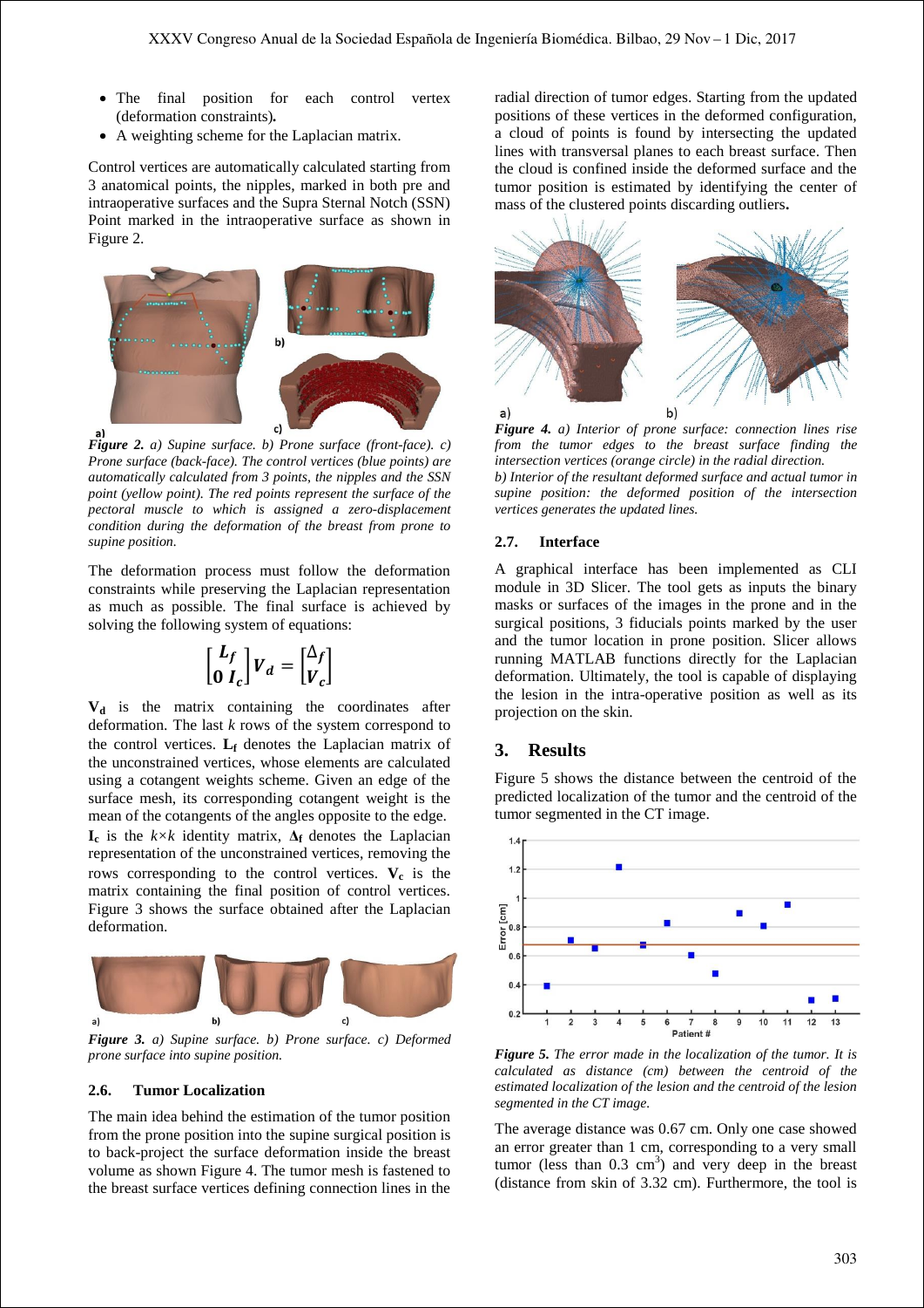- The final position for each control vertex (deformation constraints).
- A weighting scheme for the Laplacian matrix.

Control vertices are automatically calculated starting from 3 anatomical points, the nipples, marked in both pre and intraoperative surfaces and the Supra Sternal Notch (SSN) Point marked in the intraoperative surface as shown in Figure 2.

***Figure 2.*** *a) Supine surface. b) Prone surface (front-face). c) Prone surface (back-face). The control vertices (blue points) are automatically calculated from 3 points, the nipples and the SSN point (yellow point). The red points represent the surface of the pectoral muscle to which is assigned a zero-displacement condition during the deformation of the breast from prone to supine position.*

The deformation process must follow the deformation constraints while preserving the Laplacian representation as much as possible. The final surface is achieved by solving the following system of equations:

$$\begin{bmatrix} L_f \\ 0 \; I_c \end{bmatrix} V_d = \begin{bmatrix} \Delta_f \\ V_c \end{bmatrix}$$

$\mathbf{V_d}$ is the matrix containing the coordinates after deformation. The last *k* rows of the system correspond to the control vertices. $\mathbf{L_f}$ denotes the Laplacian matrix of the unconstrained vertices, whose elements are calculated using a cotangent weights scheme. Given an edge of the surface mesh, its corresponding cotangent weight is the mean of the cotangents of the angles opposite to the edge. $\mathbf{I_c}$ is the $k \times k$ identity matrix, $\mathbf{\Delta_f}$ denotes the Laplacian representation of the unconstrained vertices, removing the rows corresponding to the control vertices. $\mathbf{V_c}$ is the matrix containing the final position of control vertices. Figure 3 shows the surface obtained after the Laplacian deformation.

***Figure 3.*** *a) Supine surface. b) Prone surface. c) Deformed prone surface into supine position.*

### 2.6. Tumor Localization

The main idea behind the estimation of the tumor position from the prone position into the supine surgical position is to back-project the surface deformation inside the breast volume as shown Figure 4. The tumor mesh is fastened to the breast surface vertices defining connection lines in the radial direction of tumor edges. Starting from the updated positions of these vertices in the deformed configuration, a cloud of points is found by intersecting the updated lines with transversal planes to each breast surface. Then the cloud is confined inside the deformed surface and the tumor position is estimated by identifying the center of mass of the clustered points discarding outliers**.**

***Figure 4.*** *a) Interior of prone surface: connection lines rise from the tumor edges to the breast surface finding the intersection vertices (orange circle) in the radial direction.*
*b) Interior of the resultant deformed surface and actual tumor in supine position: the deformed position of the intersection vertices generates the updated lines.*

### 2.7. Interface

A graphical interface has been implemented as CLI module in 3D Slicer. The tool gets as inputs the binary masks or surfaces of the images in the prone and in the surgical positions, 3 fiducials points marked by the user and the tumor location in prone position. Slicer allows running MATLAB functions directly for the Laplacian deformation. Ultimately, the tool is capable of displaying the lesion in the intra-operative position as well as its projection on the skin.

## 3. Results

Figure 5 shows the distance between the centroid of the predicted localization of the tumor and the centroid of the tumor segmented in the CT image.

***Figure 5.*** *The error made in the localization of the tumor. It is calculated as distance (cm) between the centroid of the estimated localization of the lesion and the centroid of the lesion segmented in the CT image.*

The average distance was 0.67 cm. Only one case showed an error greater than 1 cm, corresponding to a very small tumor (less than 0.3 $cm^3$) and very deep in the breast (distance from skin of 3.32 cm). Furthermore, the tool is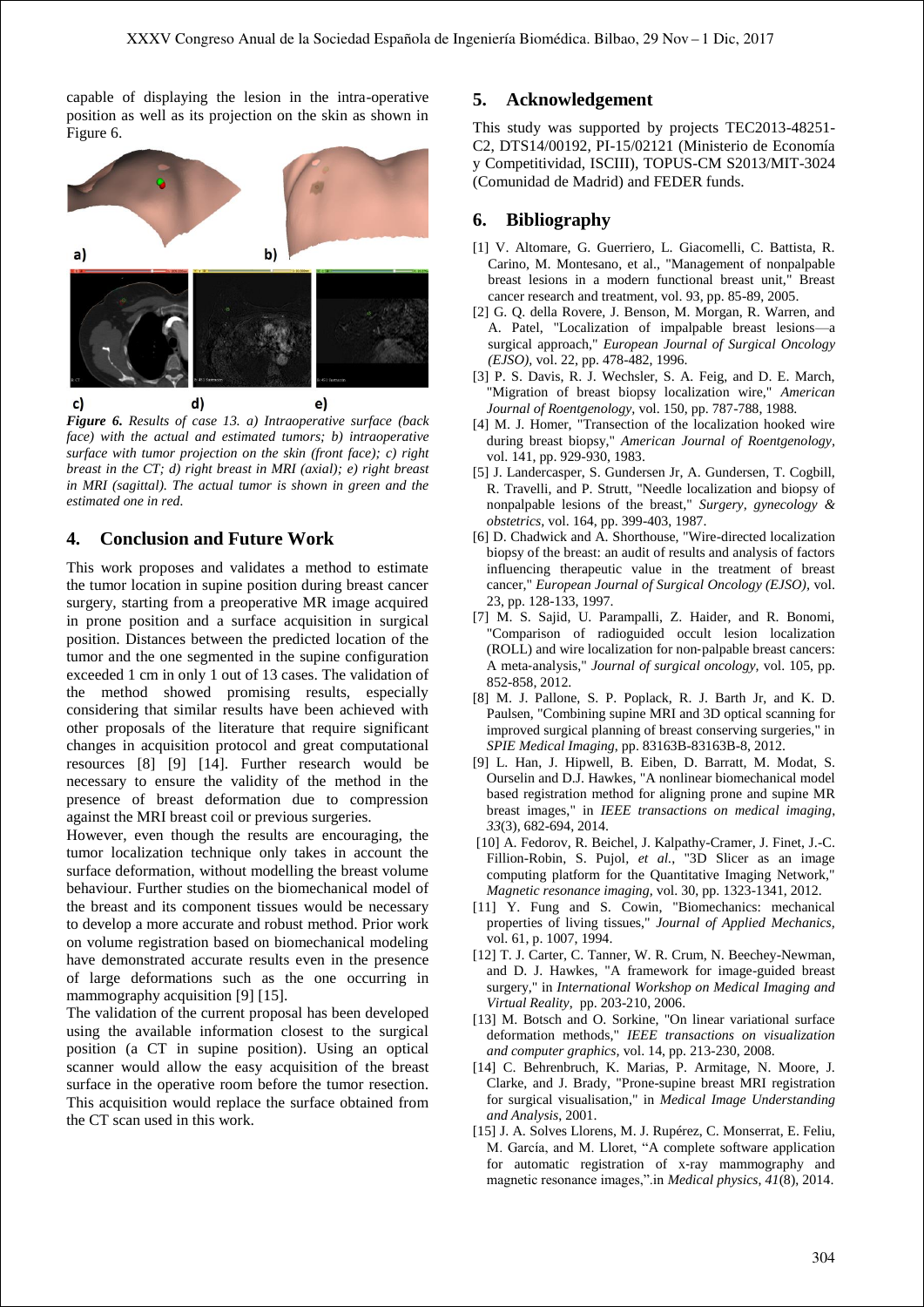capable of displaying the lesion in the intra-operative position as well as its projection on the skin as shown in Figure 6.

a) b)

c) d) e)

*Figure 6. Results of case 13. a) Intraoperative surface (back face) with the actual and estimated tumors; b) intraoperative surface with tumor projection on the skin (front face); c) right breast in the CT; d) right breast in MRI (axial); e) right breast in MRI (sagittal). The actual tumor is shown in green and the estimated one in red.*

## 4. Conclusion and Future Work

This work proposes and validates a method to estimate the tumor location in supine position during breast cancer surgery, starting from a preoperative MR image acquired in prone position and a surface acquisition in surgical position. Distances between the predicted location of the tumor and the one segmented in the supine configuration exceeded 1 cm in only 1 out of 13 cases. The validation of the method showed promising results, especially considering that similar results have been achieved with other proposals of the literature that require significant changes in acquisition protocol and great computational resources [8] [9] [14]. Further research would be necessary to ensure the validity of the method in the presence of breast deformation due to compression against the MRI breast coil or previous surgeries.

However, even though the results are encouraging, the tumor localization technique only takes in account the surface deformation, without modelling the breast volume behaviour. Further studies on the biomechanical model of the breast and its component tissues would be necessary to develop a more accurate and robust method. Prior work on volume registration based on biomechanical modeling have demonstrated accurate results even in the presence of large deformations such as the one occurring in mammography acquisition [9] [15].

The validation of the current proposal has been developed using the available information closest to the surgical position (a CT in supine position). Using an optical scanner would allow the easy acquisition of the breast surface in the operative room before the tumor resection. This acquisition would replace the surface obtained from the CT scan used in this work.

## 5. Acknowledgement

This study was supported by projects TEC2013-48251-C2, DTS14/00192, PI-15/02121 (Ministerio de Economía y Competitividad, ISCIII), TOPUS-CM S2013/MIT-3024 (Comunidad de Madrid) and FEDER funds.

## 6. Bibliography

[1] V. Altomare, G. Guerriero, L. Giacomelli, C. Battista, R. Carino, M. Montesano, et al., "Management of nonpalpable breast lesions in a modern functional breast unit," Breast cancer research and treatment, vol. 93, pp. 85-89, 2005.

[2] G. Q. della Rovere, J. Benson, M. Morgan, R. Warren, and A. Patel, "Localization of impalpable breast lesions—a surgical approach," *European Journal of Surgical Oncology (EJSO)*, vol. 22, pp. 478-482, 1996.

[3] P. S. Davis, R. J. Wechsler, S. A. Feig, and D. E. March, "Migration of breast biopsy localization wire," *American Journal of Roentgenology*, vol. 150, pp. 787-788, 1988.

[4] M. J. Homer, "Transection of the localization hooked wire during breast biopsy," *American Journal of Roentgenology*, vol. 141, pp. 929-930, 1983.

[5] J. Landercasper, S. Gundersen Jr, A. Gundersen, T. Cogbill, R. Travelli, and P. Strutt, "Needle localization and biopsy of nonpalpable lesions of the breast," *Surgery, gynecology & obstetrics*, vol. 164, pp. 399-403, 1987.

[6] D. Chadwick and A. Shorthouse, "Wire-directed localization biopsy of the breast: an audit of results and analysis of factors influencing therapeutic value in the treatment of breast cancer," *European Journal of Surgical Oncology (EJSO)*, vol. 23, pp. 128-133, 1997.

[7] M. S. Sajid, U. Parampalli, Z. Haider, and R. Bonomi, "Comparison of radioguided occult lesion localization (ROLL) and wire localization for non-palpable breast cancers: A meta-analysis," *Journal of surgical oncology*, vol. 105, pp. 852-858, 2012.

[8] M. J. Pallone, S. P. Poplack, R. J. Barth Jr, and K. D. Paulsen, "Combining supine MRI and 3D optical scanning for improved surgical planning of breast conserving surgeries," in *SPIE Medical Imaging*, pp. 83163B-83163B-8, 2012.

[9] L. Han, J. Hipwell, B. Eiben, D. Barratt, M. Modat, S. Ourselin and D.J. Hawkes, "A nonlinear biomechanical model based registration method for aligning prone and supine MR breast images," in *IEEE transactions on medical imaging*, *33*(3), 682-694, 2014.

[10] A. Fedorov, R. Beichel, J. Kalpathy-Cramer, J. Finet, J.-C. Fillion-Robin, S. Pujol, *et al.*, "3D Slicer as an image computing platform for the Quantitative Imaging Network," *Magnetic resonance imaging*, vol. 30, pp. 1323-1341, 2012.

[11] Y. Fung and S. Cowin, "Biomechanics: mechanical properties of living tissues," *Journal of Applied Mechanics*, vol. 61, p. 1007, 1994.

[12] T. J. Carter, C. Tanner, W. R. Crum, N. Beechey-Newman, and D. J. Hawkes, "A framework for image-guided breast surgery," in *International Workshop on Medical Imaging and Virtual Reality*, pp. 203-210, 2006.

[13] M. Botsch and O. Sorkine, "On linear variational surface deformation methods," *IEEE transactions on visualization and computer graphics*, vol. 14, pp. 213-230, 2008.

[14] C. Behrenbruch, K. Marias, P. Armitage, N. Moore, J. Clarke, and J. Brady, "Prone-supine breast MRI registration for surgical visualisation," in *Medical Image Understanding and Analysis*, 2001.

[15] J. A. Solves Llorens, M. J. Rupérez, C. Monserrat, E. Feliu, M. García, and M. Lloret, "A complete software application for automatic registration of x-ray mammography and magnetic resonance images,".in *Medical physics*, *41*(8), 2014.